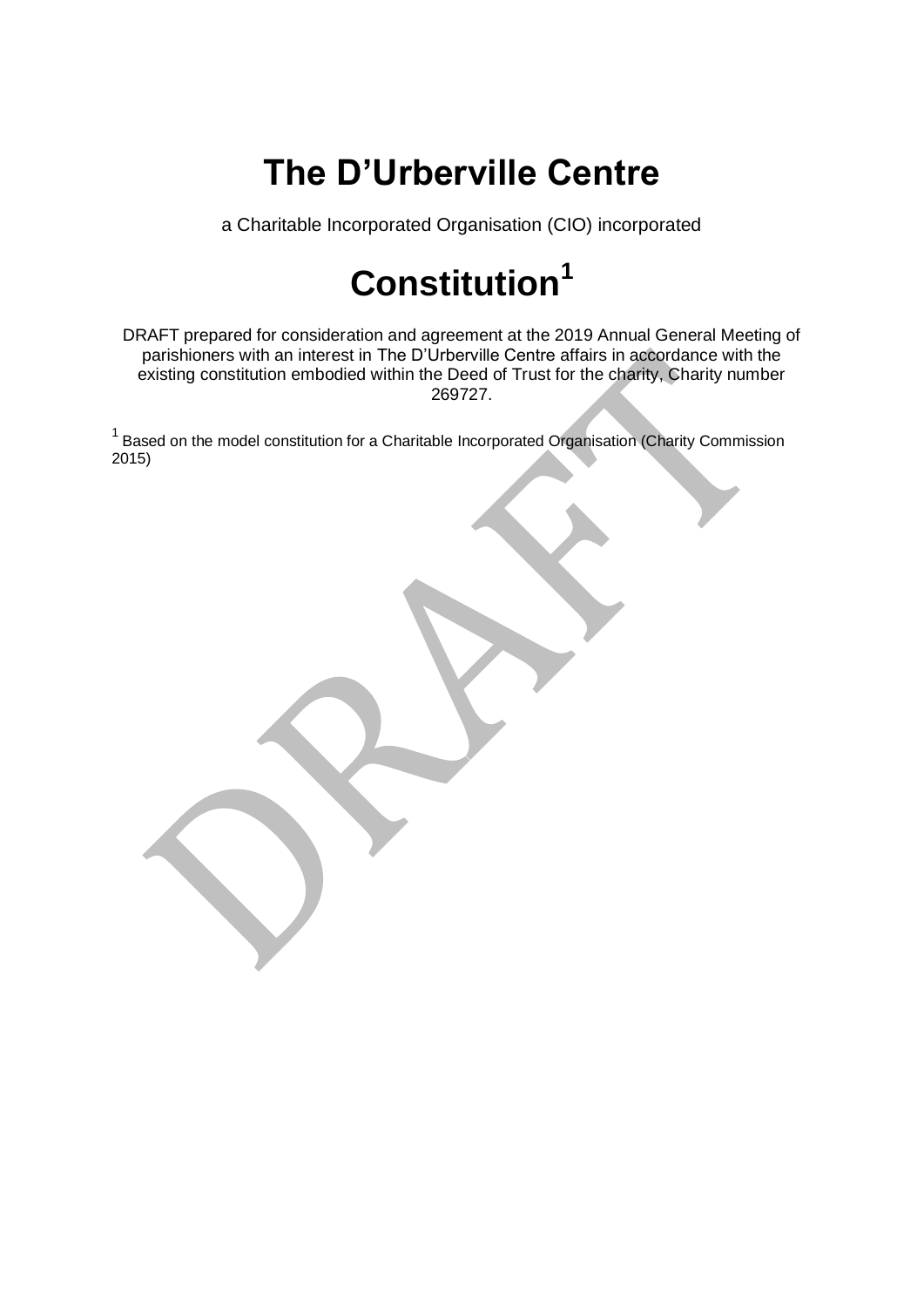# The D'Urberville Centre

a Charitable Incorporated Organisation (CIO) incorporated

# Constitution[1]

DRAFT prepared for consideration and agreement at the 2019 Annual General Meeting of parishioners with an interest in The D'Urberville Centre affairs in accordance with the existing constitution embodied within the Deed of Trust for the charity, Charity number 269727.

[1] Based on the model constitution for a Charitable Incorporated Organisation (Charity Commission 2015)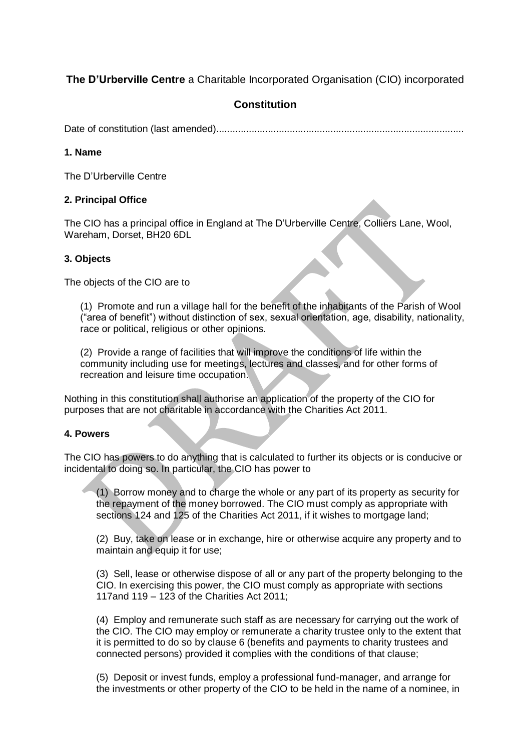**The D'Urberville Centre** a Charitable Incorporated Organisation (CIO) incorporated

## Constitution

Date of constitution (last amended)..........................................................................................

### 1. Name

The D'Urberville Centre

### 2. Principal Office

The CIO has a principal office in England at The D'Urberville Centre, Colliers Lane, Wool, Wareham, Dorset, BH20 6DL

### 3. Objects

The objects of the CIO are to

(1) Promote and run a village hall for the benefit of the inhabitants of the Parish of Wool ("area of benefit") without distinction of sex, sexual orientation, age, disability, nationality, race or political, religious or other opinions.

(2) Provide a range of facilities that will improve the conditions of life within the community including use for meetings, lectures and classes, and for other forms of recreation and leisure time occupation.

Nothing in this constitution shall authorise an application of the property of the CIO for purposes that are not charitable in accordance with the Charities Act 2011.

### 4. Powers

The CIO has powers to do anything that is calculated to further its objects or is conducive or incidental to doing so. In particular, the CIO has power to

(1) Borrow money and to charge the whole or any part of its property as security for the repayment of the money borrowed. The CIO must comply as appropriate with sections 124 and 125 of the Charities Act 2011, if it wishes to mortgage land;

(2) Buy, take on lease or in exchange, hire or otherwise acquire any property and to maintain and equip it for use;

(3) Sell, lease or otherwise dispose of all or any part of the property belonging to the CIO. In exercising this power, the CIO must comply as appropriate with sections 117and 119 – 123 of the Charities Act 2011;

(4) Employ and remunerate such staff as are necessary for carrying out the work of the CIO. The CIO may employ or remunerate a charity trustee only to the extent that it is permitted to do so by clause 6 (benefits and payments to charity trustees and connected persons) provided it complies with the conditions of that clause;

(5) Deposit or invest funds, employ a professional fund-manager, and arrange for the investments or other property of the CIO to be held in the name of a nominee, in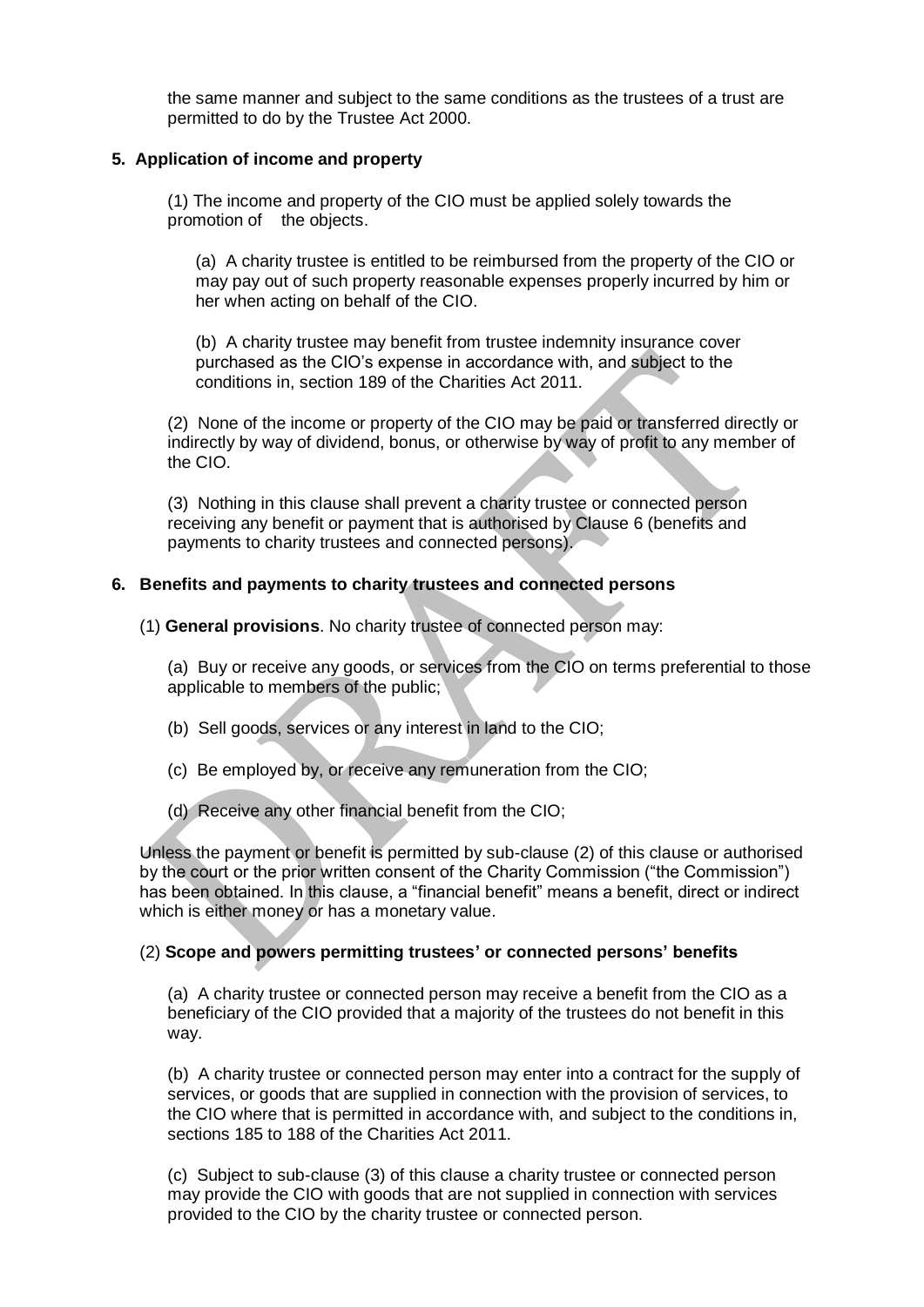the same manner and subject to the same conditions as the trustees of a trust are permitted to do by the Trustee Act 2000.

**5. Application of income and property**

(1) The income and property of the CIO must be applied solely towards the promotion of the objects.

(a) A charity trustee is entitled to be reimbursed from the property of the CIO or may pay out of such property reasonable expenses properly incurred by him or her when acting on behalf of the CIO.

(b) A charity trustee may benefit from trustee indemnity insurance cover purchased as the CIO's expense in accordance with, and subject to the conditions in, section 189 of the Charities Act 2011.

(2) None of the income or property of the CIO may be paid or transferred directly or indirectly by way of dividend, bonus, or otherwise by way of profit to any member of the CIO.

(3) Nothing in this clause shall prevent a charity trustee or connected person receiving any benefit or payment that is authorised by Clause 6 (benefits and payments to charity trustees and connected persons).

**6. Benefits and payments to charity trustees and connected persons**

(1) **General provisions**. No charity trustee of connected person may:

(a) Buy or receive any goods, or services from the CIO on terms preferential to those applicable to members of the public;

(b) Sell goods, services or any interest in land to the CIO;

(c) Be employed by, or receive any remuneration from the CIO;

(d) Receive any other financial benefit from the CIO;

Unless the payment or benefit is permitted by sub-clause (2) of this clause or authorised by the court or the prior written consent of the Charity Commission ("the Commission") has been obtained. In this clause, a "financial benefit" means a benefit, direct or indirect which is either money or has a monetary value.

(2) **Scope and powers permitting trustees' or connected persons' benefits**

(a) A charity trustee or connected person may receive a benefit from the CIO as a beneficiary of the CIO provided that a majority of the trustees do not benefit in this way.

(b) A charity trustee or connected person may enter into a contract for the supply of services, or goods that are supplied in connection with the provision of services, to the CIO where that is permitted in accordance with, and subject to the conditions in, sections 185 to 188 of the Charities Act 2011.

(c) Subject to sub-clause (3) of this clause a charity trustee or connected person may provide the CIO with goods that are not supplied in connection with services provided to the CIO by the charity trustee or connected person.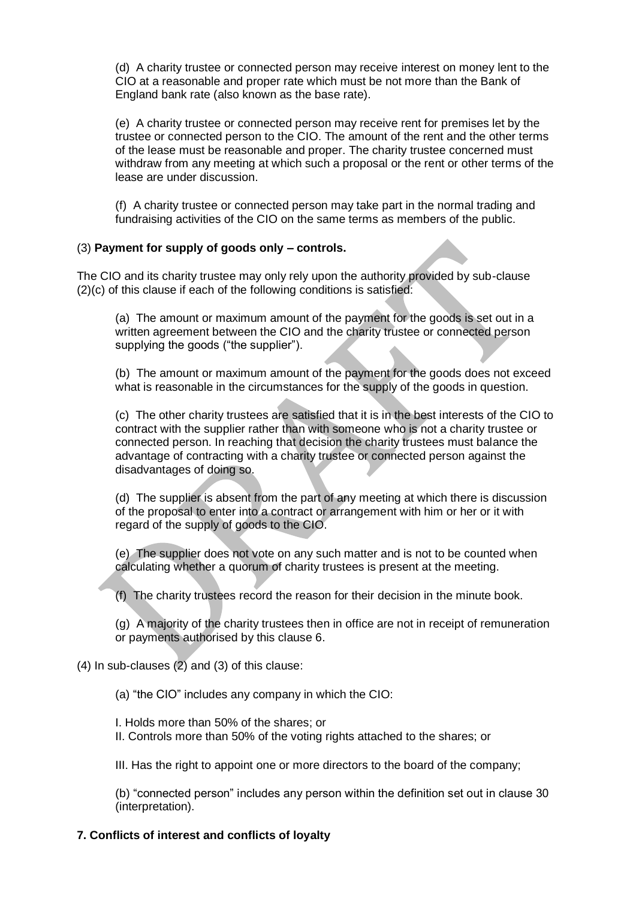(d) A charity trustee or connected person may receive interest on money lent to the CIO at a reasonable and proper rate which must be not more than the Bank of England bank rate (also known as the base rate).

(e) A charity trustee or connected person may receive rent for premises let by the trustee or connected person to the CIO. The amount of the rent and the other terms of the lease must be reasonable and proper. The charity trustee concerned must withdraw from any meeting at which such a proposal or the rent or other terms of the lease are under discussion.

(f) A charity trustee or connected person may take part in the normal trading and fundraising activities of the CIO on the same terms as members of the public.

(3) **Payment for supply of goods only – controls.**

The CIO and its charity trustee may only rely upon the authority provided by sub-clause (2)(c) of this clause if each of the following conditions is satisfied:

(a) The amount or maximum amount of the payment for the goods is set out in a written agreement between the CIO and the charity trustee or connected person supplying the goods ("the supplier").

(b) The amount or maximum amount of the payment for the goods does not exceed what is reasonable in the circumstances for the supply of the goods in question.

(c) The other charity trustees are satisfied that it is in the best interests of the CIO to contract with the supplier rather than with someone who is not a charity trustee or connected person. In reaching that decision the charity trustees must balance the advantage of contracting with a charity trustee or connected person against the disadvantages of doing so.

(d) The supplier is absent from the part of any meeting at which there is discussion of the proposal to enter into a contract or arrangement with him or her or it with regard of the supply of goods to the CIO.

(e) The supplier does not vote on any such matter and is not to be counted when calculating whether a quorum of charity trustees is present at the meeting.

(f) The charity trustees record the reason for their decision in the minute book.

(g) A majority of the charity trustees then in office are not in receipt of remuneration or payments authorised by this clause 6.

(4) In sub-clauses (2) and (3) of this clause:

(a) "the CIO" includes any company in which the CIO:

I. Holds more than 50% of the shares; or
II. Controls more than 50% of the voting rights attached to the shares; or

III. Has the right to appoint one or more directors to the board of the company;

(b) "connected person" includes any person within the definition set out in clause 30 (interpretation).

**7. Conflicts of interest and conflicts of loyalty**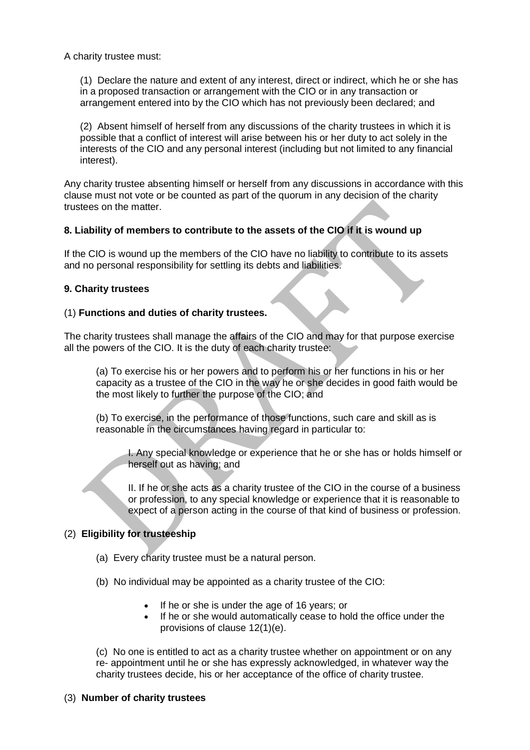A charity trustee must:

(1) Declare the nature and extent of any interest, direct or indirect, which he or she has in a proposed transaction or arrangement with the CIO or in any transaction or arrangement entered into by the CIO which has not previously been declared; and

(2) Absent himself of herself from any discussions of the charity trustees in which it is possible that a conflict of interest will arise between his or her duty to act solely in the interests of the CIO and any personal interest (including but not limited to any financial interest).

Any charity trustee absenting himself or herself from any discussions in accordance with this clause must not vote or be counted as part of the quorum in any decision of the charity trustees on the matter.

**8. Liability of members to contribute to the assets of the CIO if it is wound up**

If the CIO is wound up the members of the CIO have no liability to contribute to its assets and no personal responsibility for settling its debts and liabilities.

**9. Charity trustees**

(1) **Functions and duties of charity trustees.**

The charity trustees shall manage the affairs of the CIO and may for that purpose exercise all the powers of the CIO. It is the duty of each charity trustee:

(a) To exercise his or her powers and to perform his or her functions in his or her capacity as a trustee of the CIO in the way he or she decides in good faith would be the most likely to further the purpose of the CIO; and

(b) To exercise, in the performance of those functions, such care and skill as is reasonable in the circumstances having regard in particular to:

I. Any special knowledge or experience that he or she has or holds himself or herself out as having; and

II. If he or she acts as a charity trustee of the CIO in the course of a business or profession, to any special knowledge or experience that it is reasonable to expect of a person acting in the course of that kind of business or profession.

(2) **Eligibility for trusteeship**

(a) Every charity trustee must be a natural person.

(b) No individual may be appointed as a charity trustee of the CIO:

- If he or she is under the age of 16 years; or
- If he or she would automatically cease to hold the office under the provisions of clause 12(1)(e).

(c) No one is entitled to act as a charity trustee whether on appointment or on any re- appointment until he or she has expressly acknowledged, in whatever way the charity trustees decide, his or her acceptance of the office of charity trustee.

(3) **Number of charity trustees**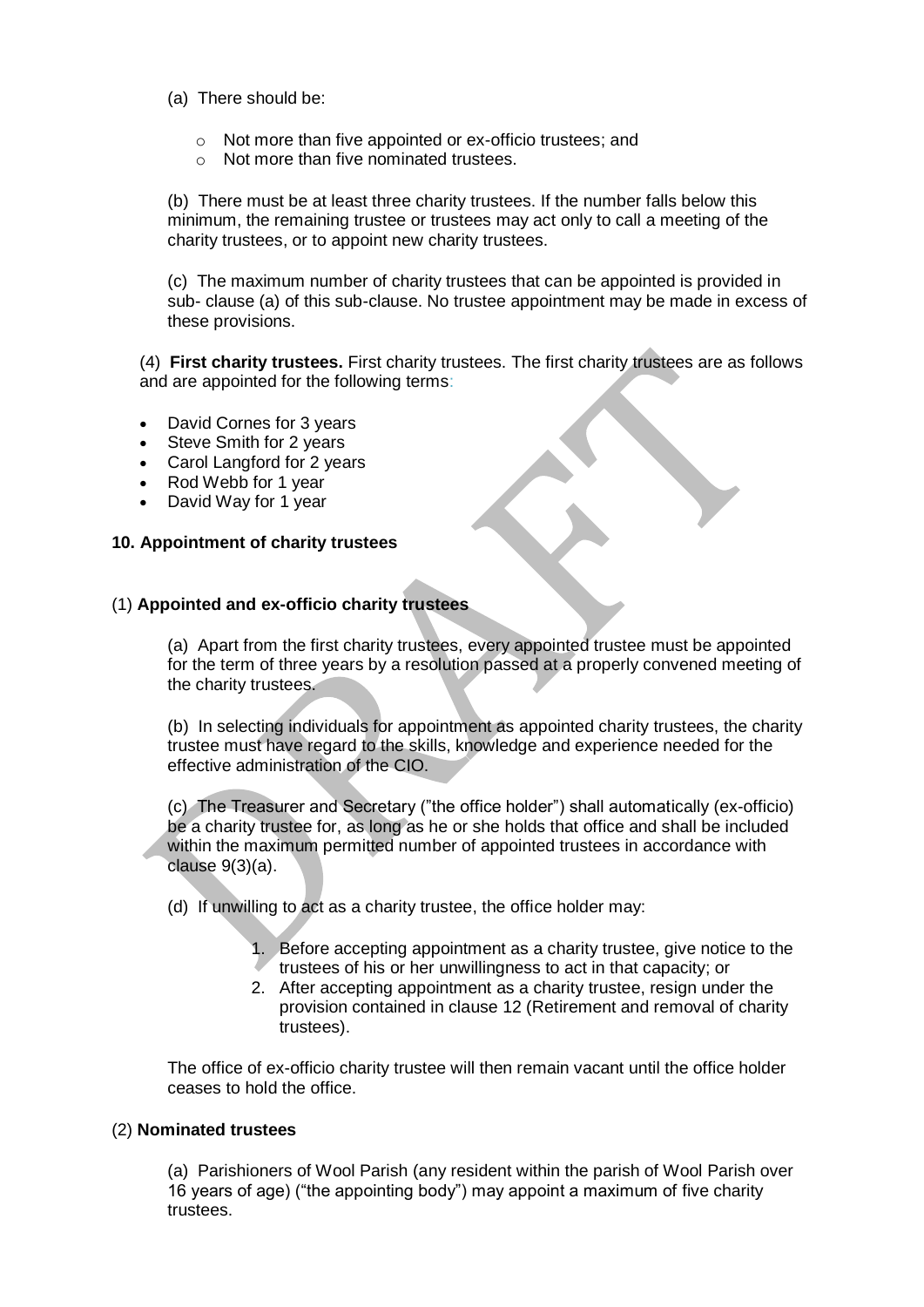(a) There should be:

- Not more than five appointed or ex-officio trustees; and
- Not more than five nominated trustees.

(b) There must be at least three charity trustees. If the number falls below this minimum, the remaining trustee or trustees may act only to call a meeting of the charity trustees, or to appoint new charity trustees.

(c) The maximum number of charity trustees that can be appointed is provided in sub- clause (a) of this sub-clause. No trustee appointment may be made in excess of these provisions.

(4) **First charity trustees.** First charity trustees. The first charity trustees are as follows and are appointed for the following terms:

- David Cornes for 3 years
- Steve Smith for 2 years
- Carol Langford for 2 years
- Rod Webb for 1 year
- David Way for 1 year

**10. Appointment of charity trustees**

(1) **Appointed and ex-officio charity trustees**

(a) Apart from the first charity trustees, every appointed trustee must be appointed for the term of three years by a resolution passed at a properly convened meeting of the charity trustees.

(b) In selecting individuals for appointment as appointed charity trustees, the charity trustee must have regard to the skills, knowledge and experience needed for the effective administration of the CIO.

(c) The Treasurer and Secretary ("the office holder") shall automatically (ex-officio) be a charity trustee for, as long as he or she holds that office and shall be included within the maximum permitted number of appointed trustees in accordance with clause 9(3)(a).

(d) If unwilling to act as a charity trustee, the office holder may:

1. Before accepting appointment as a charity trustee, give notice to the trustees of his or her unwillingness to act in that capacity; or
2. After accepting appointment as a charity trustee, resign under the provision contained in clause 12 (Retirement and removal of charity trustees).

The office of ex-officio charity trustee will then remain vacant until the office holder ceases to hold the office.

(2) **Nominated trustees**

(a) Parishioners of Wool Parish (any resident within the parish of Wool Parish over 16 years of age) ("the appointing body") may appoint a maximum of five charity trustees.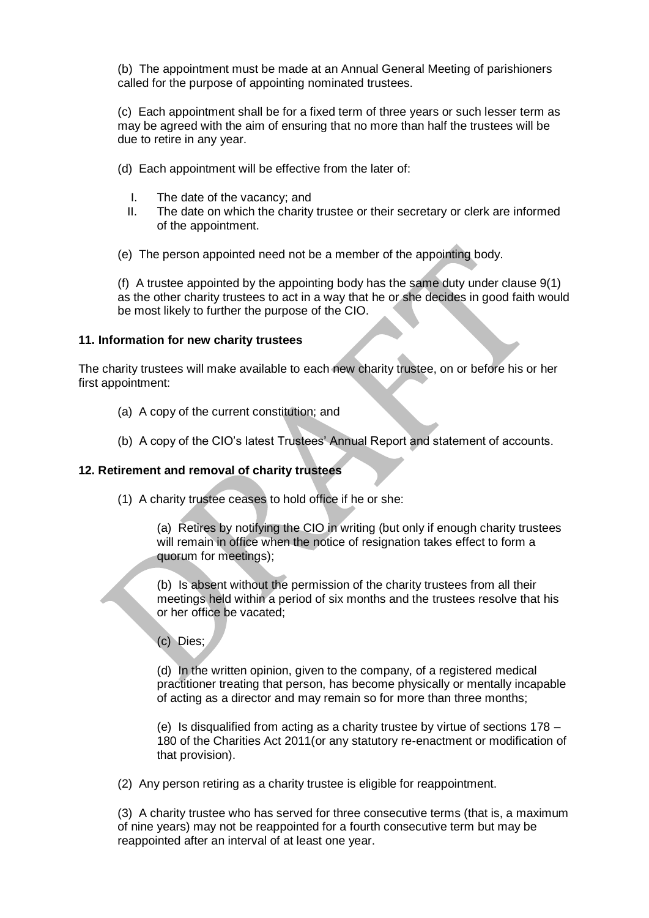(b) The appointment must be made at an Annual General Meeting of parishioners called for the purpose of appointing nominated trustees.

(c) Each appointment shall be for a fixed term of three years or such lesser term as may be agreed with the aim of ensuring that no more than half the trustees will be due to retire in any year.

(d) Each appointment will be effective from the later of:

I. The date of the vacancy; and
II. The date on which the charity trustee or their secretary or clerk are informed of the appointment.

(e) The person appointed need not be a member of the appointing body.

(f) A trustee appointed by the appointing body has the same duty under clause 9(1) as the other charity trustees to act in a way that he or she decides in good faith would be most likely to further the purpose of the CIO.

### 11. Information for new charity trustees

The charity trustees will make available to each new charity trustee, on or before his or her first appointment:

(a) A copy of the current constitution; and

(b) A copy of the CIO's latest Trustees' Annual Report and statement of accounts.

### 12. Retirement and removal of charity trustees

(1) A charity trustee ceases to hold office if he or she:

(a) Retires by notifying the CIO in writing (but only if enough charity trustees will remain in office when the notice of resignation takes effect to form a quorum for meetings);

(b) Is absent without the permission of the charity trustees from all their meetings held within a period of six months and the trustees resolve that his or her office be vacated;

(c) Dies;

(d) In the written opinion, given to the company, of a registered medical practitioner treating that person, has become physically or mentally incapable of acting as a director and may remain so for more than three months;

(e) Is disqualified from acting as a charity trustee by virtue of sections 178 – 180 of the Charities Act 2011(or any statutory re-enactment or modification of that provision).

(2) Any person retiring as a charity trustee is eligible for reappointment.

(3) A charity trustee who has served for three consecutive terms (that is, a maximum of nine years) may not be reappointed for a fourth consecutive term but may be reappointed after an interval of at least one year.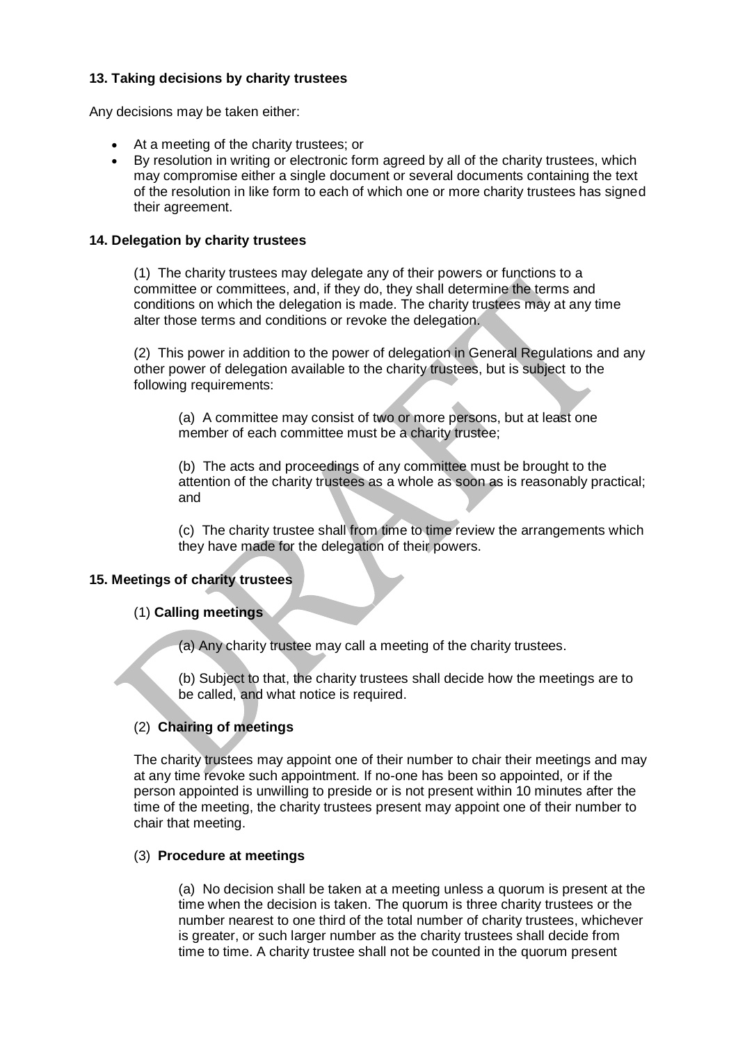### 13. Taking decisions by charity trustees

Any decisions may be taken either:

- At a meeting of the charity trustees; or
- By resolution in writing or electronic form agreed by all of the charity trustees, which may compromise either a single document or several documents containing the text of the resolution in like form to each of which one or more charity trustees has signed their agreement.

### 14. Delegation by charity trustees

(1) The charity trustees may delegate any of their powers or functions to a committee or committees, and, if they do, they shall determine the terms and conditions on which the delegation is made. The charity trustees may at any time alter those terms and conditions or revoke the delegation.

(2) This power in addition to the power of delegation in General Regulations and any other power of delegation available to the charity trustees, but is subject to the following requirements:

> (a) A committee may consist of two or more persons, but at least one member of each committee must be a charity trustee;
>
> (b) The acts and proceedings of any committee must be brought to the attention of the charity trustees as a whole as soon as is reasonably practical; and
>
> (c) The charity trustee shall from time to time review the arrangements which they have made for the delegation of their powers.

### 15. Meetings of charity trustees

(1) **Calling meetings**

> (a) Any charity trustee may call a meeting of the charity trustees.
>
> (b) Subject to that, the charity trustees shall decide how the meetings are to be called, and what notice is required.

(2) **Chairing of meetings**

The charity trustees may appoint one of their number to chair their meetings and may at any time revoke such appointment. If no-one has been so appointed, or if the person appointed is unwilling to preside or is not present within 10 minutes after the time of the meeting, the charity trustees present may appoint one of their number to chair that meeting.

(3) **Procedure at meetings**

> (a) No decision shall be taken at a meeting unless a quorum is present at the time when the decision is taken. The quorum is three charity trustees or the number nearest to one third of the total number of charity trustees, whichever is greater, or such larger number as the charity trustees shall decide from time to time. A charity trustee shall not be counted in the quorum present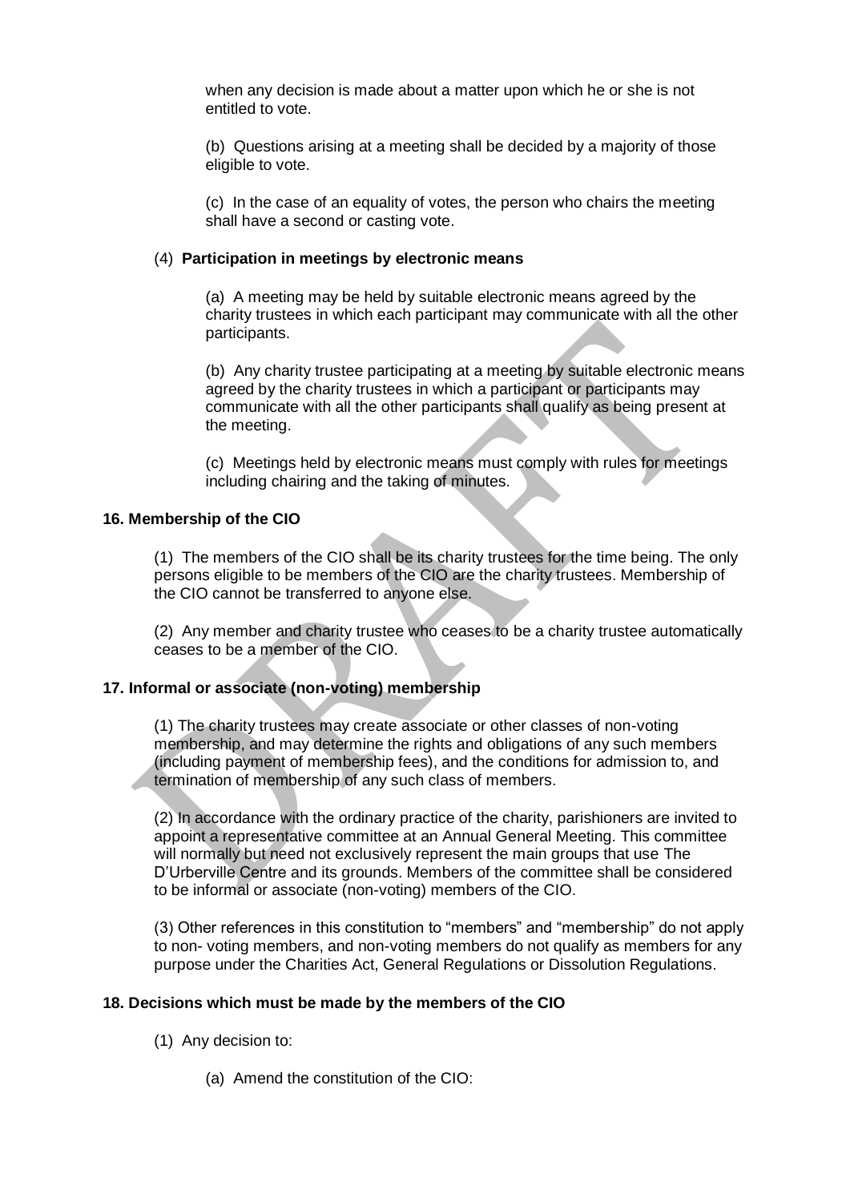when any decision is made about a matter upon which he or she is not entitled to vote.

(b) Questions arising at a meeting shall be decided by a majority of those eligible to vote.

(c) In the case of an equality of votes, the person who chairs the meeting shall have a second or casting vote.

(4) **Participation in meetings by electronic means**

(a) A meeting may be held by suitable electronic means agreed by the charity trustees in which each participant may communicate with all the other participants.

(b) Any charity trustee participating at a meeting by suitable electronic means agreed by the charity trustees in which a participant or participants may communicate with all the other participants shall qualify as being present at the meeting.

(c) Meetings held by electronic means must comply with rules for meetings including chairing and the taking of minutes.

### 16. Membership of the CIO

(1) The members of the CIO shall be its charity trustees for the time being. The only persons eligible to be members of the CIO are the charity trustees. Membership of the CIO cannot be transferred to anyone else.

(2) Any member and charity trustee who ceases to be a charity trustee automatically ceases to be a member of the CIO.

### 17. Informal or associate (non-voting) membership

(1) The charity trustees may create associate or other classes of non-voting membership, and may determine the rights and obligations of any such members (including payment of membership fees), and the conditions for admission to, and termination of membership of any such class of members.

(2) In accordance with the ordinary practice of the charity, parishioners are invited to appoint a representative committee at an Annual General Meeting. This committee will normally but need not exclusively represent the main groups that use The D'Urberville Centre and its grounds. Members of the committee shall be considered to be informal or associate (non-voting) members of the CIO.

(3) Other references in this constitution to "members" and "membership" do not apply to non- voting members, and non-voting members do not qualify as members for any purpose under the Charities Act, General Regulations or Dissolution Regulations.

### 18. Decisions which must be made by the members of the CIO

(1) Any decision to:

(a) Amend the constitution of the CIO: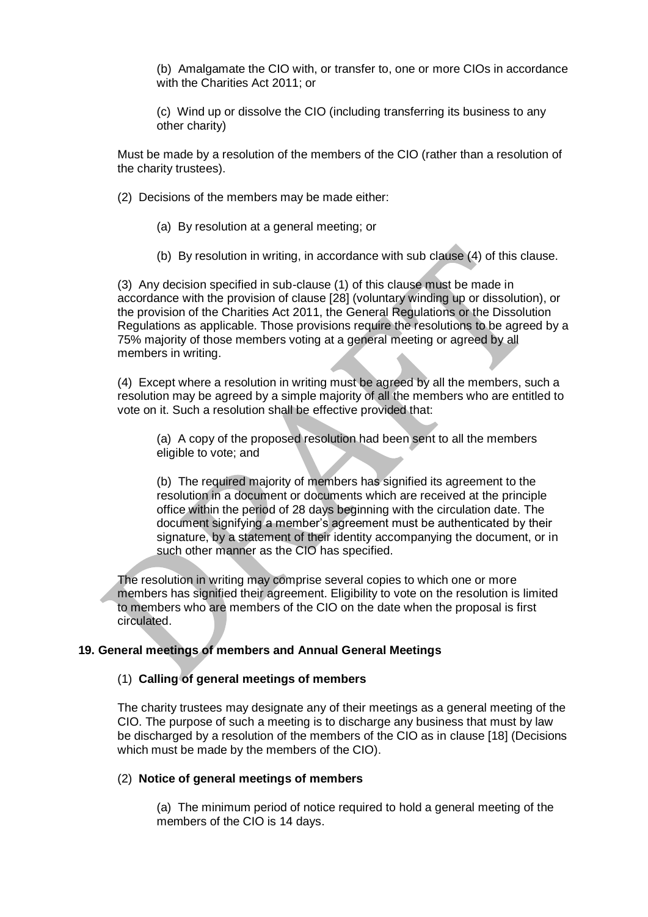(b) Amalgamate the CIO with, or transfer to, one or more CIOs in accordance with the Charities Act 2011; or

(c) Wind up or dissolve the CIO (including transferring its business to any other charity)

Must be made by a resolution of the members of the CIO (rather than a resolution of the charity trustees).

(2) Decisions of the members may be made either:

(a) By resolution at a general meeting; or

(b) By resolution in writing, in accordance with sub clause (4) of this clause.

(3) Any decision specified in sub-clause (1) of this clause must be made in accordance with the provision of clause [28] (voluntary winding up or dissolution), or the provision of the Charities Act 2011, the General Regulations or the Dissolution Regulations as applicable. Those provisions require the resolutions to be agreed by a 75% majority of those members voting at a general meeting or agreed by all members in writing.

(4) Except where a resolution in writing must be agreed by all the members, such a resolution may be agreed by a simple majority of all the members who are entitled to vote on it. Such a resolution shall be effective provided that:

(a) A copy of the proposed resolution had been sent to all the members eligible to vote; and

(b) The required majority of members has signified its agreement to the resolution in a document or documents which are received at the principle office within the period of 28 days beginning with the circulation date. The document signifying a member's agreement must be authenticated by their signature, by a statement of their identity accompanying the document, or in such other manner as the CIO has specified.

The resolution in writing may comprise several copies to which one or more members has signified their agreement. Eligibility to vote on the resolution is limited to members who are members of the CIO on the date when the proposal is first circulated.

## 19. General meetings of members and Annual General Meetings

### (1) Calling of general meetings of members

The charity trustees may designate any of their meetings as a general meeting of the CIO. The purpose of such a meeting is to discharge any business that must by law be discharged by a resolution of the members of the CIO as in clause [18] (Decisions which must be made by the members of the CIO).

### (2) Notice of general meetings of members

(a) The minimum period of notice required to hold a general meeting of the members of the CIO is 14 days.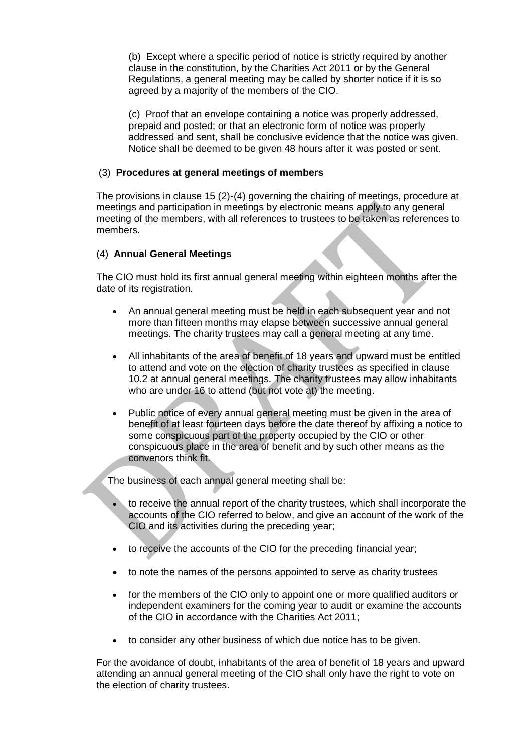(b) Except where a specific period of notice is strictly required by another clause in the constitution, by the Charities Act 2011 or by the General Regulations, a general meeting may be called by shorter notice if it is so agreed by a majority of the members of the CIO.

(c) Proof that an envelope containing a notice was properly addressed, prepaid and posted; or that an electronic form of notice was properly addressed and sent, shall be conclusive evidence that the notice was given. Notice shall be deemed to be given 48 hours after it was posted or sent.

(3) **Procedures at general meetings of members**

The provisions in clause 15 (2)-(4) governing the chairing of meetings, procedure at meetings and participation in meetings by electronic means apply to any general meeting of the members, with all references to trustees to be taken as references to members.

(4) **Annual General Meetings**

The CIO must hold its first annual general meeting within eighteen months after the date of its registration.

- An annual general meeting must be held in each subsequent year and not more than fifteen months may elapse between successive annual general meetings. The charity trustees may call a general meeting at any time.
- All inhabitants of the area of benefit of 18 years and upward must be entitled to attend and vote on the election of charity trustees as specified in clause 10.2 at annual general meetings. The charity trustees may allow inhabitants who are under 16 to attend (but not vote at) the meeting.
- Public notice of every annual general meeting must be given in the area of benefit of at least fourteen days before the date thereof by affixing a notice to some conspicuous part of the property occupied by the CIO or other conspicuous place in the area of benefit and by such other means as the convenors think fit.

The business of each annual general meeting shall be:

- to receive the annual report of the charity trustees, which shall incorporate the accounts of the CIO referred to below, and give an account of the work of the CIO and its activities during the preceding year;
- to receive the accounts of the CIO for the preceding financial year;
- to note the names of the persons appointed to serve as charity trustees
- for the members of the CIO only to appoint one or more qualified auditors or independent examiners for the coming year to audit or examine the accounts of the CIO in accordance with the Charities Act 2011;
- to consider any other business of which due notice has to be given.

For the avoidance of doubt, inhabitants of the area of benefit of 18 years and upward attending an annual general meeting of the CIO shall only have the right to vote on the election of charity trustees.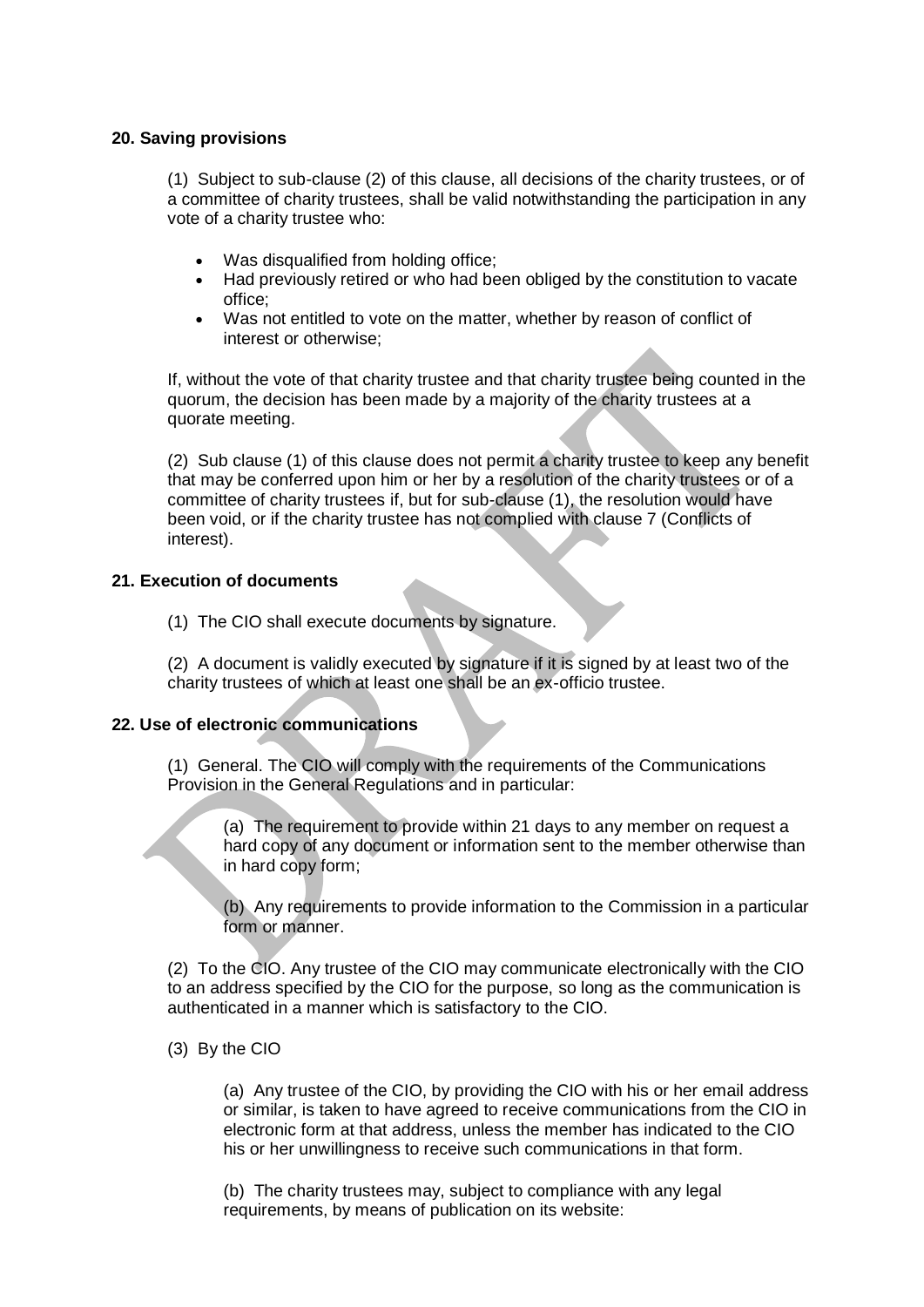### 20. Saving provisions

(1) Subject to sub-clause (2) of this clause, all decisions of the charity trustees, or of a committee of charity trustees, shall be valid notwithstanding the participation in any vote of a charity trustee who:

- Was disqualified from holding office;
- Had previously retired or who had been obliged by the constitution to vacate office;
- Was not entitled to vote on the matter, whether by reason of conflict of interest or otherwise;

If, without the vote of that charity trustee and that charity trustee being counted in the quorum, the decision has been made by a majority of the charity trustees at a quorate meeting.

(2) Sub clause (1) of this clause does not permit a charity trustee to keep any benefit that may be conferred upon him or her by a resolution of the charity trustees or of a committee of charity trustees if, but for sub-clause (1), the resolution would have been void, or if the charity trustee has not complied with clause 7 (Conflicts of interest).

### 21. Execution of documents

(1) The CIO shall execute documents by signature.

(2) A document is validly executed by signature if it is signed by at least two of the charity trustees of which at least one shall be an ex-officio trustee.

### 22. Use of electronic communications

(1) General. The CIO will comply with the requirements of the Communications Provision in the General Regulations and in particular:

(a) The requirement to provide within 21 days to any member on request a hard copy of any document or information sent to the member otherwise than in hard copy form;

(b) Any requirements to provide information to the Commission in a particular form or manner.

(2) To the CIO. Any trustee of the CIO may communicate electronically with the CIO to an address specified by the CIO for the purpose, so long as the communication is authenticated in a manner which is satisfactory to the CIO.

(3) By the CIO

(a) Any trustee of the CIO, by providing the CIO with his or her email address or similar, is taken to have agreed to receive communications from the CIO in electronic form at that address, unless the member has indicated to the CIO his or her unwillingness to receive such communications in that form.

(b) The charity trustees may, subject to compliance with any legal requirements, by means of publication on its website: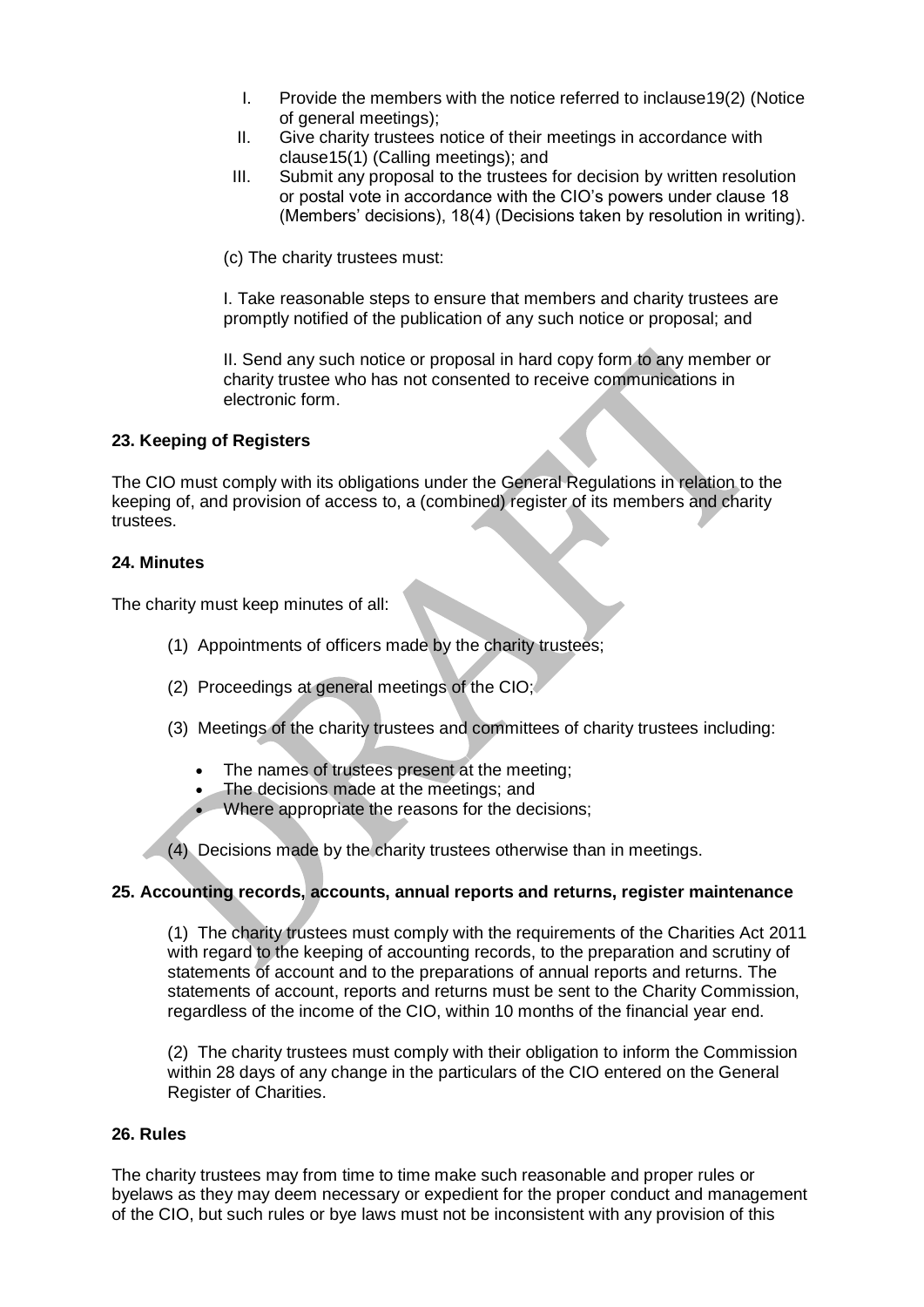I. Provide the members with the notice referred to inclause19(2) (Notice of general meetings);

II. Give charity trustees notice of their meetings in accordance with clause15(1) (Calling meetings); and

III. Submit any proposal to the trustees for decision by written resolution or postal vote in accordance with the CIO's powers under clause 18 (Members' decisions), 18(4) (Decisions taken by resolution in writing).

(c) The charity trustees must:

I. Take reasonable steps to ensure that members and charity trustees are promptly notified of the publication of any such notice or proposal; and

II. Send any such notice or proposal in hard copy form to any member or charity trustee who has not consented to receive communications in electronic form.

### 23. Keeping of Registers

The CIO must comply with its obligations under the General Regulations in relation to the keeping of, and provision of access to, a (combined) register of its members and charity trustees.

### 24. Minutes

The charity must keep minutes of all:

(1) Appointments of officers made by the charity trustees;

(2) Proceedings at general meetings of the CIO;

(3) Meetings of the charity trustees and committees of charity trustees including:

- The names of trustees present at the meeting;
- The decisions made at the meetings; and
- Where appropriate the reasons for the decisions;

(4) Decisions made by the charity trustees otherwise than in meetings.

### 25. Accounting records, accounts, annual reports and returns, register maintenance

(1) The charity trustees must comply with the requirements of the Charities Act 2011 with regard to the keeping of accounting records, to the preparation and scrutiny of statements of account and to the preparations of annual reports and returns. The statements of account, reports and returns must be sent to the Charity Commission, regardless of the income of the CIO, within 10 months of the financial year end.

(2) The charity trustees must comply with their obligation to inform the Commission within 28 days of any change in the particulars of the CIO entered on the General Register of Charities.

### 26. Rules

The charity trustees may from time to time make such reasonable and proper rules or byelaws as they may deem necessary or expedient for the proper conduct and management of the CIO, but such rules or bye laws must not be inconsistent with any provision of this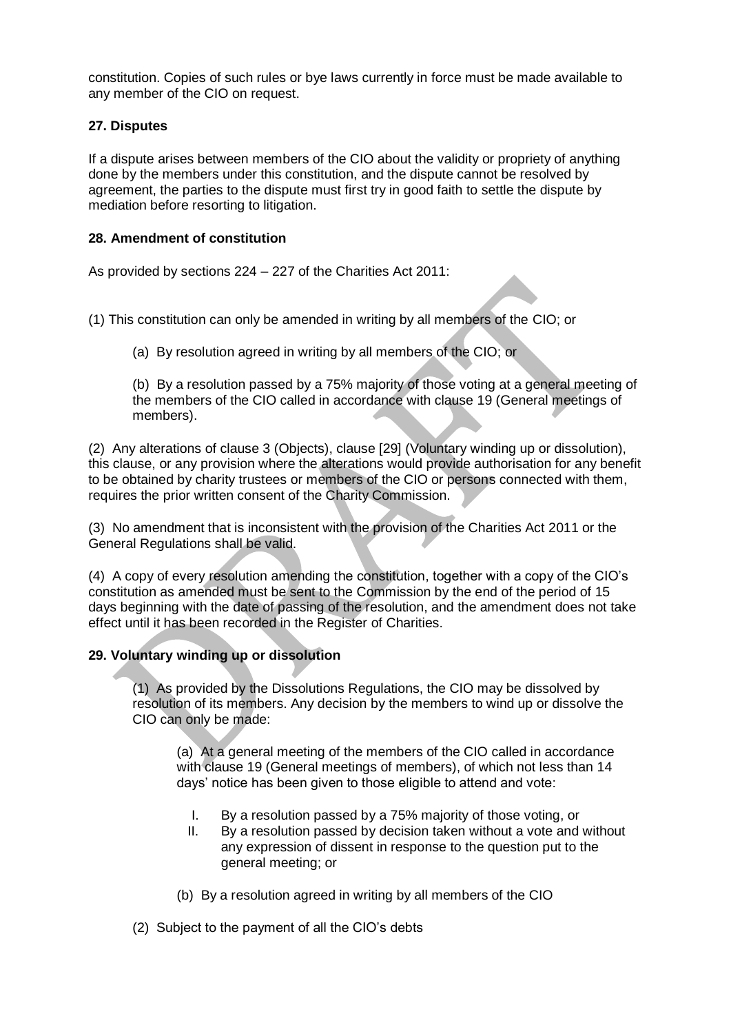constitution. Copies of such rules or bye laws currently in force must be made available to any member of the CIO on request.

### 27. Disputes

If a dispute arises between members of the CIO about the validity or propriety of anything done by the members under this constitution, and the dispute cannot be resolved by agreement, the parties to the dispute must first try in good faith to settle the dispute by mediation before resorting to litigation.

### 28. Amendment of constitution

As provided by sections 224 – 227 of the Charities Act 2011:

(1) This constitution can only be amended in writing by all members of the CIO; or

> (a) By resolution agreed in writing by all members of the CIO; or
>
> (b) By a resolution passed by a 75% majority of those voting at a general meeting of the members of the CIO called in accordance with clause 19 (General meetings of members).

(2) Any alterations of clause 3 (Objects), clause [29] (Voluntary winding up or dissolution), this clause, or any provision where the alterations would provide authorisation for any benefit to be obtained by charity trustees or members of the CIO or persons connected with them, requires the prior written consent of the Charity Commission.

(3) No amendment that is inconsistent with the provision of the Charities Act 2011 or the General Regulations shall be valid.

(4) A copy of every resolution amending the constitution, together with a copy of the CIO's constitution as amended must be sent to the Commission by the end of the period of 15 days beginning with the date of passing of the resolution, and the amendment does not take effect until it has been recorded in the Register of Charities.

### 29. Voluntary winding up or dissolution

(1) As provided by the Dissolutions Regulations, the CIO may be dissolved by resolution of its members. Any decision by the members to wind up or dissolve the CIO can only be made:

> (a) At a general meeting of the members of the CIO called in accordance with clause 19 (General meetings of members), of which not less than 14 days' notice has been given to those eligible to attend and vote:
>
> I. By a resolution passed by a 75% majority of those voting, or
>
> II. By a resolution passed by decision taken without a vote and without any expression of dissent in response to the question put to the general meeting; or
>
> (b) By a resolution agreed in writing by all members of the CIO

(2) Subject to the payment of all the CIO's debts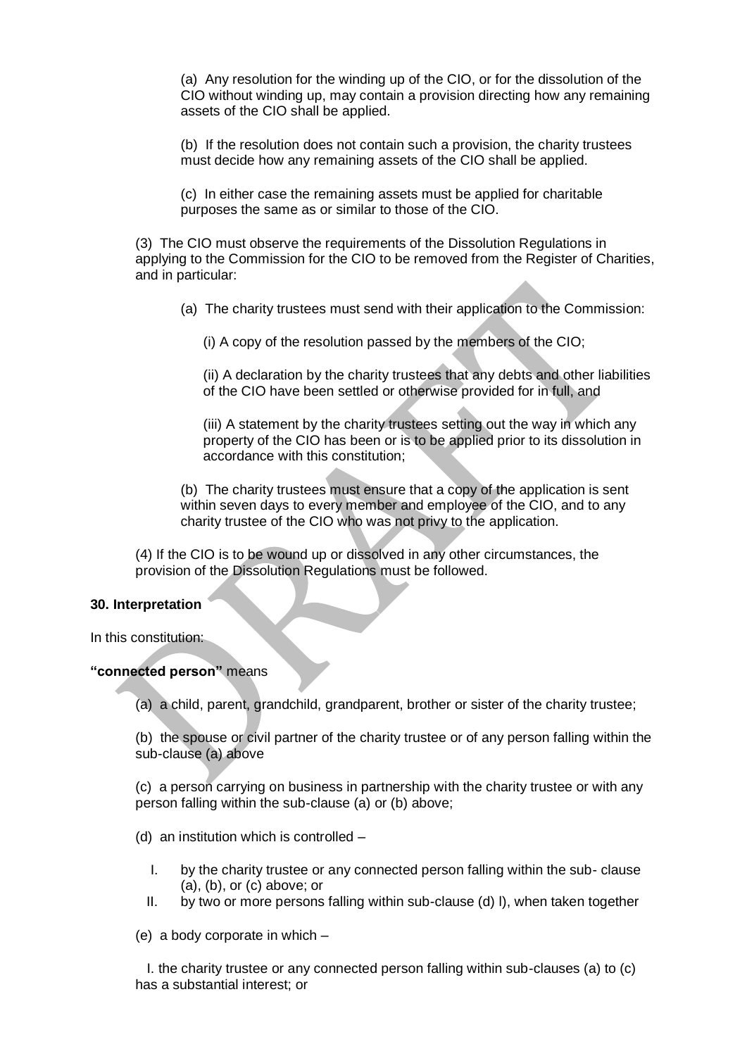(a) Any resolution for the winding up of the CIO, or for the dissolution of the CIO without winding up, may contain a provision directing how any remaining assets of the CIO shall be applied.

(b) If the resolution does not contain such a provision, the charity trustees must decide how any remaining assets of the CIO shall be applied.

(c) In either case the remaining assets must be applied for charitable purposes the same as or similar to those of the CIO.

(3) The CIO must observe the requirements of the Dissolution Regulations in applying to the Commission for the CIO to be removed from the Register of Charities, and in particular:

(a) The charity trustees must send with their application to the Commission:

(i) A copy of the resolution passed by the members of the CIO;

(ii) A declaration by the charity trustees that any debts and other liabilities of the CIO have been settled or otherwise provided for in full, and

(iii) A statement by the charity trustees setting out the way in which any property of the CIO has been or is to be applied prior to its dissolution in accordance with this constitution;

(b) The charity trustees must ensure that a copy of the application is sent within seven days to every member and employee of the CIO, and to any charity trustee of the CIO who was not privy to the application.

(4) If the CIO is to be wound up or dissolved in any other circumstances, the provision of the Dissolution Regulations must be followed.

**30. Interpretation**

In this constitution:

**"connected person"** means

(a) a child, parent, grandchild, grandparent, brother or sister of the charity trustee;

(b) the spouse or civil partner of the charity trustee or of any person falling within the sub-clause (a) above

(c) a person carrying on business in partnership with the charity trustee or with any person falling within the sub-clause (a) or (b) above;

(d) an institution which is controlled –

I. by the charity trustee or any connected person falling within the sub- clause (a), (b), or (c) above; or
II. by two or more persons falling within sub-clause (d) l), when taken together

(e) a body corporate in which –

I. the charity trustee or any connected person falling within sub-clauses (a) to (c) has a substantial interest; or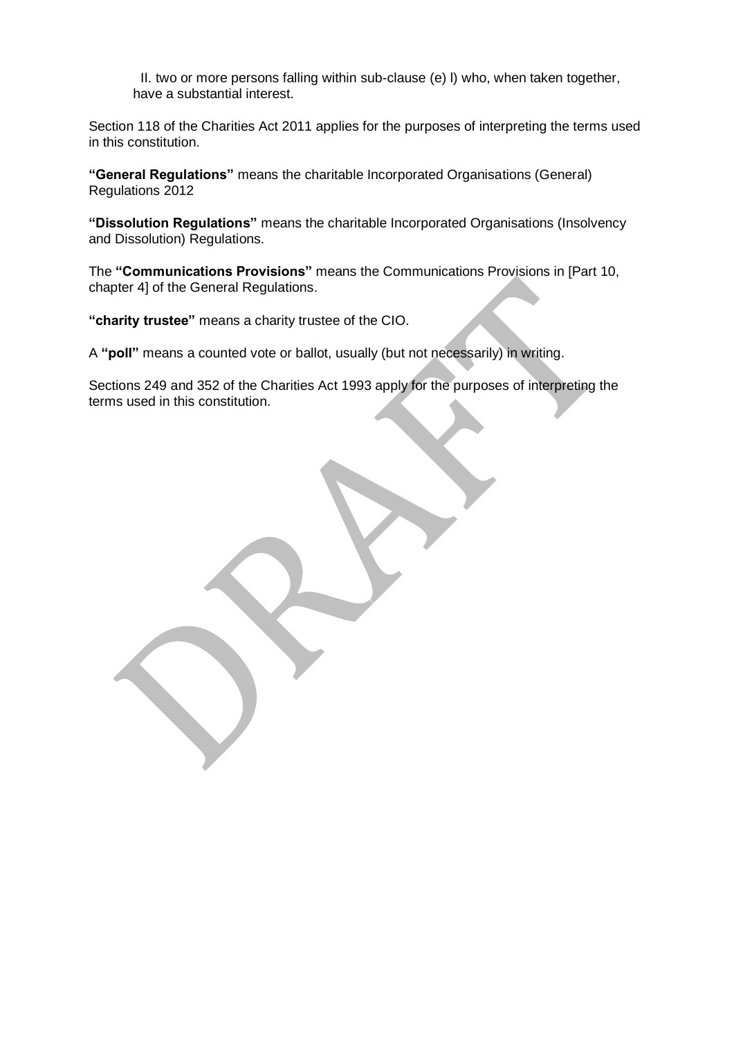II. two or more persons falling within sub-clause (e) l) who, when taken together, have a substantial interest.

Section 118 of the Charities Act 2011 applies for the purposes of interpreting the terms used in this constitution.

**"General Regulations"** means the charitable Incorporated Organisations (General) Regulations 2012

**"Dissolution Regulations"** means the charitable Incorporated Organisations (Insolvency and Dissolution) Regulations.

The **"Communications Provisions"** means the Communications Provisions in [Part 10, chapter 4] of the General Regulations.

**"charity trustee"** means a charity trustee of the CIO.

A **"poll"** means a counted vote or ballot, usually (but not necessarily) in writing.

Sections 249 and 352 of the Charities Act 1993 apply for the purposes of interpreting the terms used in this constitution.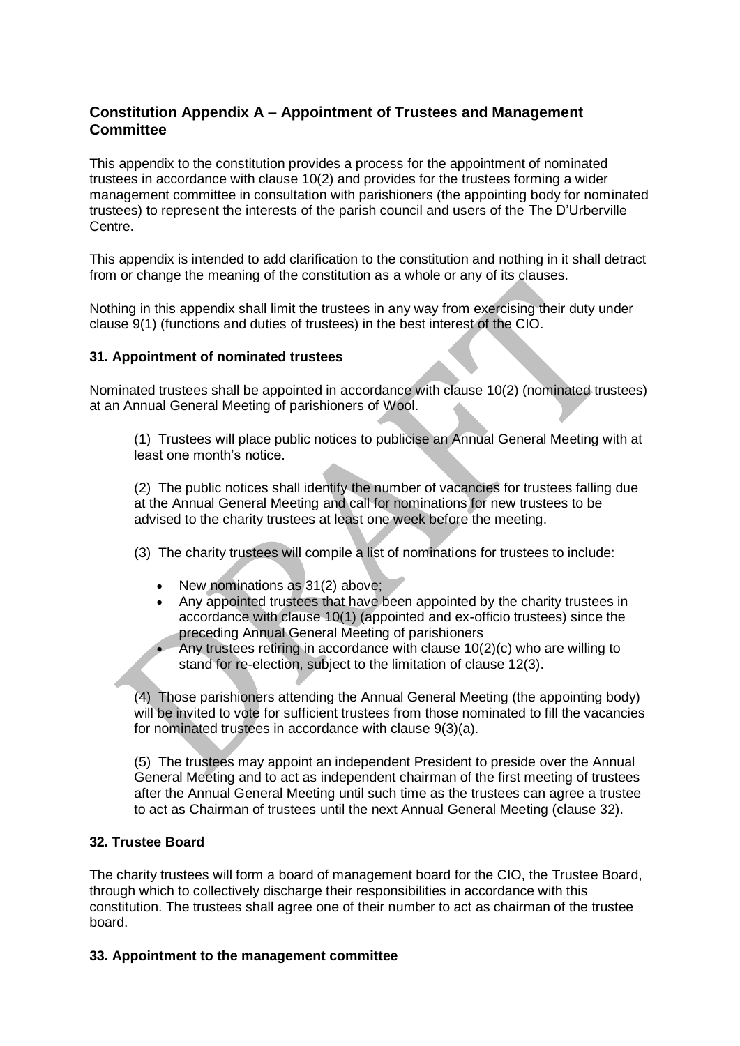## Constitution Appendix A – Appointment of Trustees and Management Committee

This appendix to the constitution provides a process for the appointment of nominated trustees in accordance with clause 10(2) and provides for the trustees forming a wider management committee in consultation with parishioners (the appointing body for nominated trustees) to represent the interests of the parish council and users of the The D'Urberville Centre.

This appendix is intended to add clarification to the constitution and nothing in it shall detract from or change the meaning of the constitution as a whole or any of its clauses.

Nothing in this appendix shall limit the trustees in any way from exercising their duty under clause 9(1) (functions and duties of trustees) in the best interest of the CIO.

### 31. Appointment of nominated trustees

Nominated trustees shall be appointed in accordance with clause 10(2) (nominated trustees) at an Annual General Meeting of parishioners of Wool.

(1) Trustees will place public notices to publicise an Annual General Meeting with at least one month's notice.

(2) The public notices shall identify the number of vacancies for trustees falling due at the Annual General Meeting and call for nominations for new trustees to be advised to the charity trustees at least one week before the meeting.

(3) The charity trustees will compile a list of nominations for trustees to include:

- New nominations as 31(2) above;
- Any appointed trustees that have been appointed by the charity trustees in accordance with clause 10(1) (appointed and ex-officio trustees) since the preceding Annual General Meeting of parishioners
- Any trustees retiring in accordance with clause 10(2)(c) who are willing to stand for re-election, subject to the limitation of clause 12(3).

(4) Those parishioners attending the Annual General Meeting (the appointing body) will be invited to vote for sufficient trustees from those nominated to fill the vacancies for nominated trustees in accordance with clause 9(3)(a).

(5) The trustees may appoint an independent President to preside over the Annual General Meeting and to act as independent chairman of the first meeting of trustees after the Annual General Meeting until such time as the trustees can agree a trustee to act as Chairman of trustees until the next Annual General Meeting (clause 32).

### 32. Trustee Board

The charity trustees will form a board of management board for the CIO, the Trustee Board, through which to collectively discharge their responsibilities in accordance with this constitution. The trustees shall agree one of their number to act as chairman of the trustee board.

### 33. Appointment to the management committee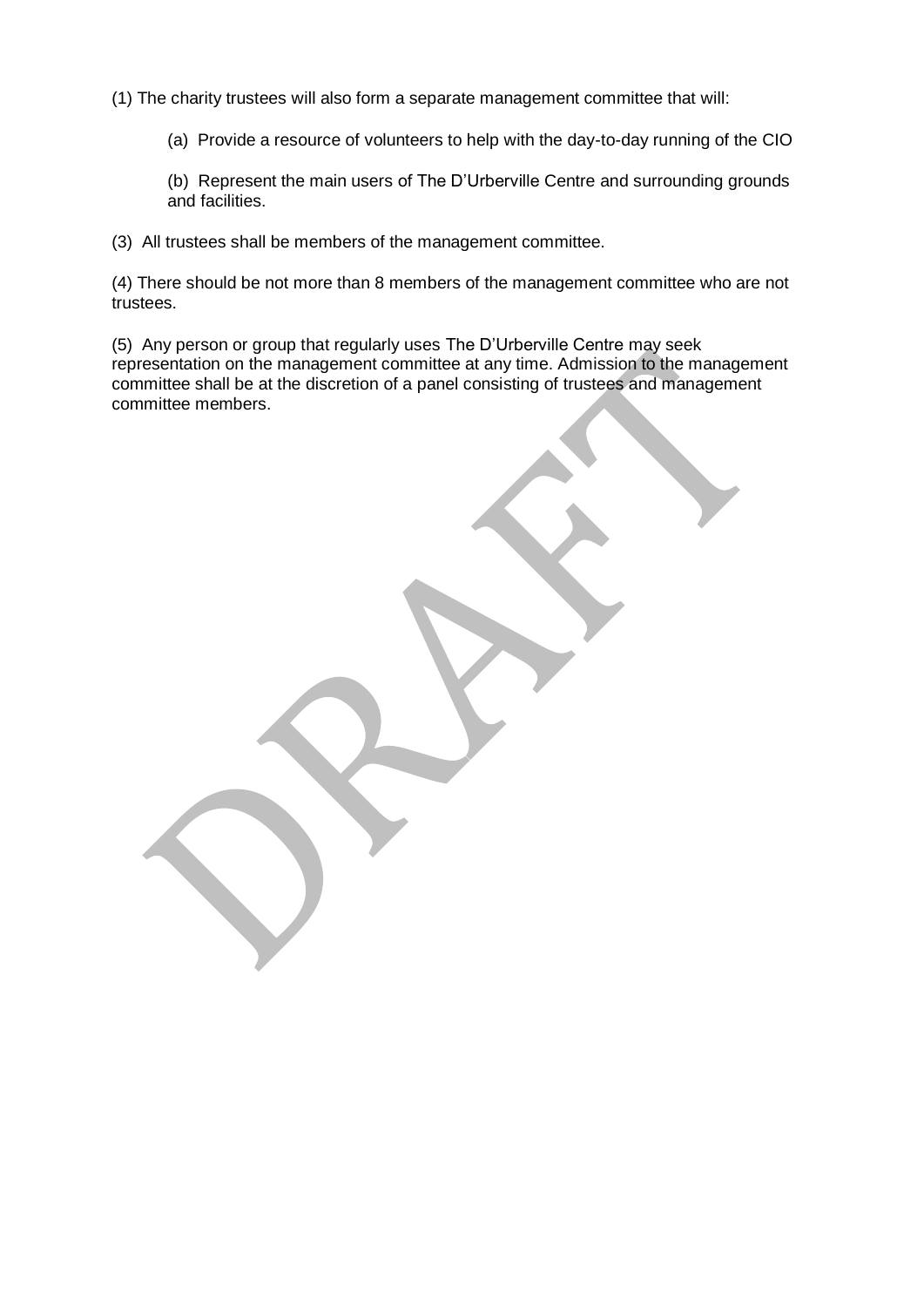(1) The charity trustees will also form a separate management committee that will:

(a) Provide a resource of volunteers to help with the day-to-day running of the CIO

(b) Represent the main users of The D'Urberville Centre and surrounding grounds and facilities.

(3) All trustees shall be members of the management committee.

(4) There should be not more than 8 members of the management committee who are not trustees.

(5) Any person or group that regularly uses The D'Urberville Centre may seek representation on the management committee at any time. Admission to the management committee shall be at the discretion of a panel consisting of trustees and management committee members.